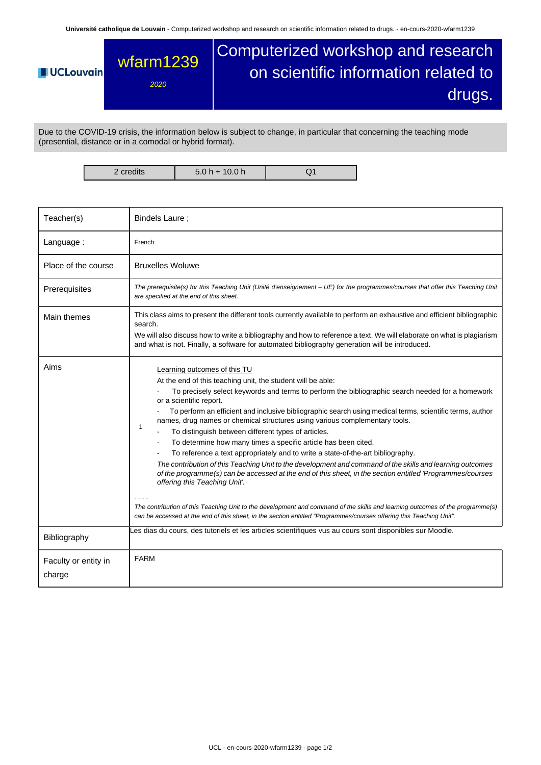# wfarm1239 — Computerized workshop and research on scientific information related to drugs.

*2020*

Due to the COVID-19 crisis, the information below is subject to change, in particular that concerning the teaching mode (presential, distance or in a comodal or hybrid format).

| 2 credits | 5.0 h + 10.0 h | Q1 |
|---|---|---|

| | |
|---|---|
| Teacher(s) | Bindels Laure ; |
| Language : | French |
| Place of the course | Bruxelles Woluwe |
| Prerequisites | *The prerequisite(s) for this Teaching Unit (Unité d'enseignement – UE) for the programmes/courses that offer this Teaching Unit are specified at the end of this sheet.* |
| Main themes | This class aims to present the different tools currently available to perform an exhaustive and efficient bibliographic search.<br>We will also discuss how to write a bibliography and how to reference a text. We will elaborate on what is plagiarism and what is not. Finally, a software for automated bibliography generation will be introduced. |
| Aims | 1 — Learning outcomes of this TU<br>At the end of this teaching unit, the student will be able:<br>- To precisely select keywords and terms to perform the bibliographic search needed for a homework or a scientific report.<br>- To perform an efficient and inclusive bibliographic search using medical terms, scientific terms, author names, drug names or chemical structures using various complementary tools.<br>- To distinguish between different types of articles.<br>- To determine how many times a specific article has been cited.<br>- To reference a text appropriately and to write a state-of-the-art bibliography.<br>*The contribution of this Teaching Unit to the development and command of the skills and learning outcomes of the programme(s) can be accessed at the end of this sheet, in the section entitled 'Programmes/courses offering this Teaching Unit'.*<br>- - - -<br>*The contribution of this Teaching Unit to the development and command of the skills and learning outcomes of the programme(s) can be accessed at the end of this sheet, in the section entitled "Programmes/courses offering this Teaching Unit".* |
| Bibliography | Les dias du cours, des tutoriels et les articles scientifiques vus au cours sont disponibles sur Moodle. |
| Faculty or entity in charge | FARM |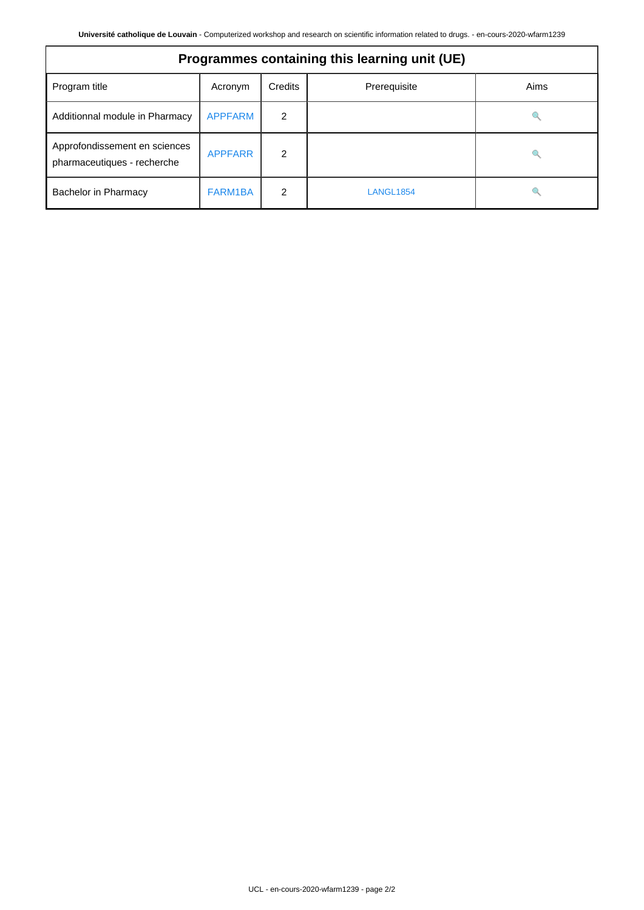| Programmes containing this learning unit (UE) | | | | |
|---|---|---|---|---|
| Program title | Acronym | Credits | Prerequisite | Aims |
| Additionnal module in Pharmacy | APPFARM | 2 | | |
| Approfondissement en sciences pharmaceutiques - recherche | APPFARR | 2 | | |
| Bachelor in Pharmacy | FARM1BA | 2 | LANGL1854 | |